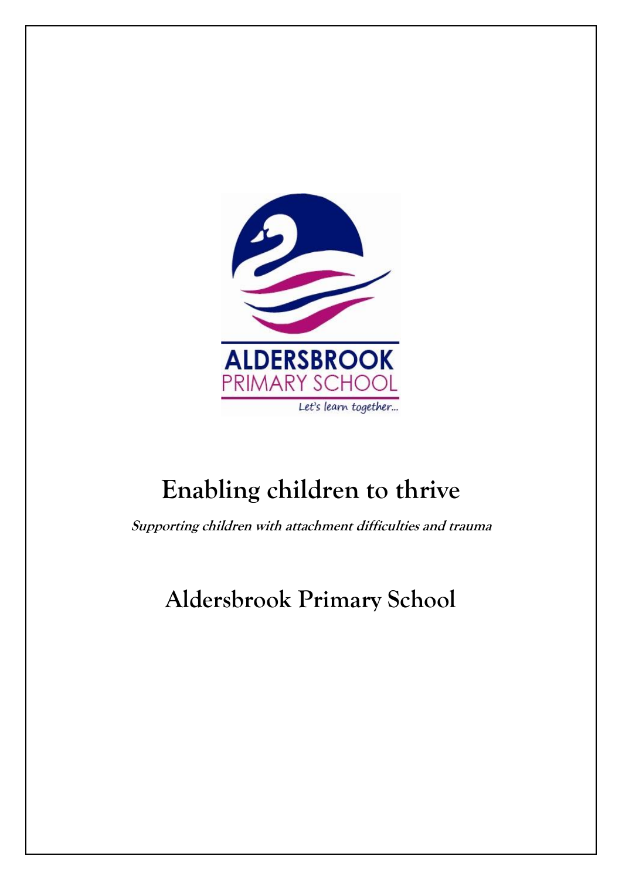# Enabling children to thrive

***Supporting children with attachment difficulties and trauma***

## Aldersbrook Primary School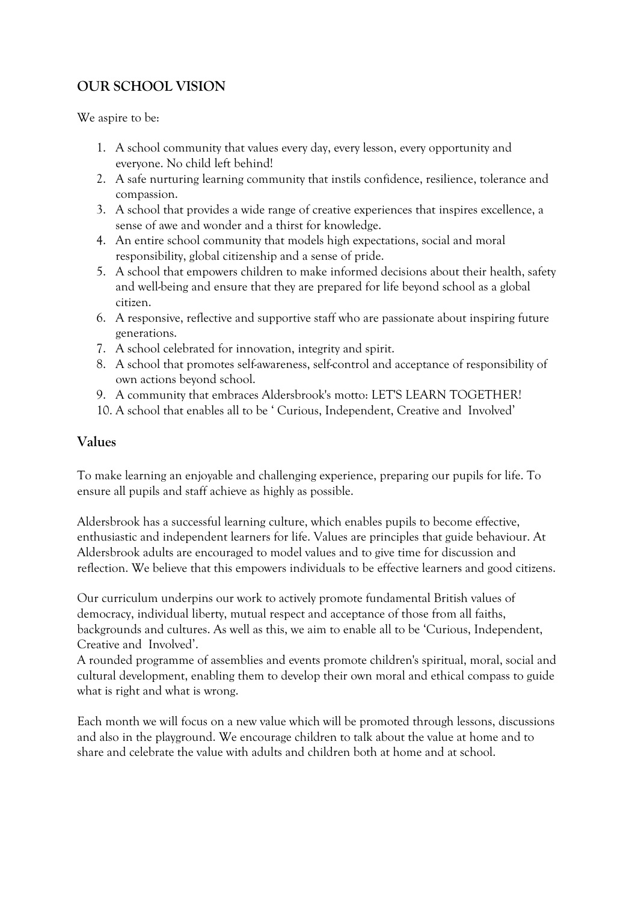## OUR SCHOOL VISION

We aspire to be:

1. A school community that values every day, every lesson, every opportunity and everyone. No child left behind!
2. A safe nurturing learning community that instils confidence, resilience, tolerance and compassion.
3. A school that provides a wide range of creative experiences that inspires excellence, a sense of awe and wonder and a thirst for knowledge.
4. An entire school community that models high expectations, social and moral responsibility, global citizenship and a sense of pride.
5. A school that empowers children to make informed decisions about their health, safety and well-being and ensure that they are prepared for life beyond school as a global citizen.
6. A responsive, reflective and supportive staff who are passionate about inspiring future generations.
7. A school celebrated for innovation, integrity and spirit.
8. A school that promotes self-awareness, self-control and acceptance of responsibility of own actions beyond school.
9. A community that embraces Aldersbrook's motto: LET'S LEARN TOGETHER!
10. A school that enables all to be ' Curious, Independent, Creative and Involved'

## Values

To make learning an enjoyable and challenging experience, preparing our pupils for life. To ensure all pupils and staff achieve as highly as possible.

Aldersbrook has a successful learning culture, which enables pupils to become effective, enthusiastic and independent learners for life. Values are principles that guide behaviour. At Aldersbrook adults are encouraged to model values and to give time for discussion and reflection. We believe that this empowers individuals to be effective learners and good citizens.

Our curriculum underpins our work to actively promote fundamental British values of democracy, individual liberty, mutual respect and acceptance of those from all faiths, backgrounds and cultures. As well as this, we aim to enable all to be 'Curious, Independent, Creative and Involved'.
A rounded programme of assemblies and events promote children's spiritual, moral, social and cultural development, enabling them to develop their own moral and ethical compass to guide what is right and what is wrong.

Each month we will focus on a new value which will be promoted through lessons, discussions and also in the playground. We encourage children to talk about the value at home and to share and celebrate the value with adults and children both at home and at school.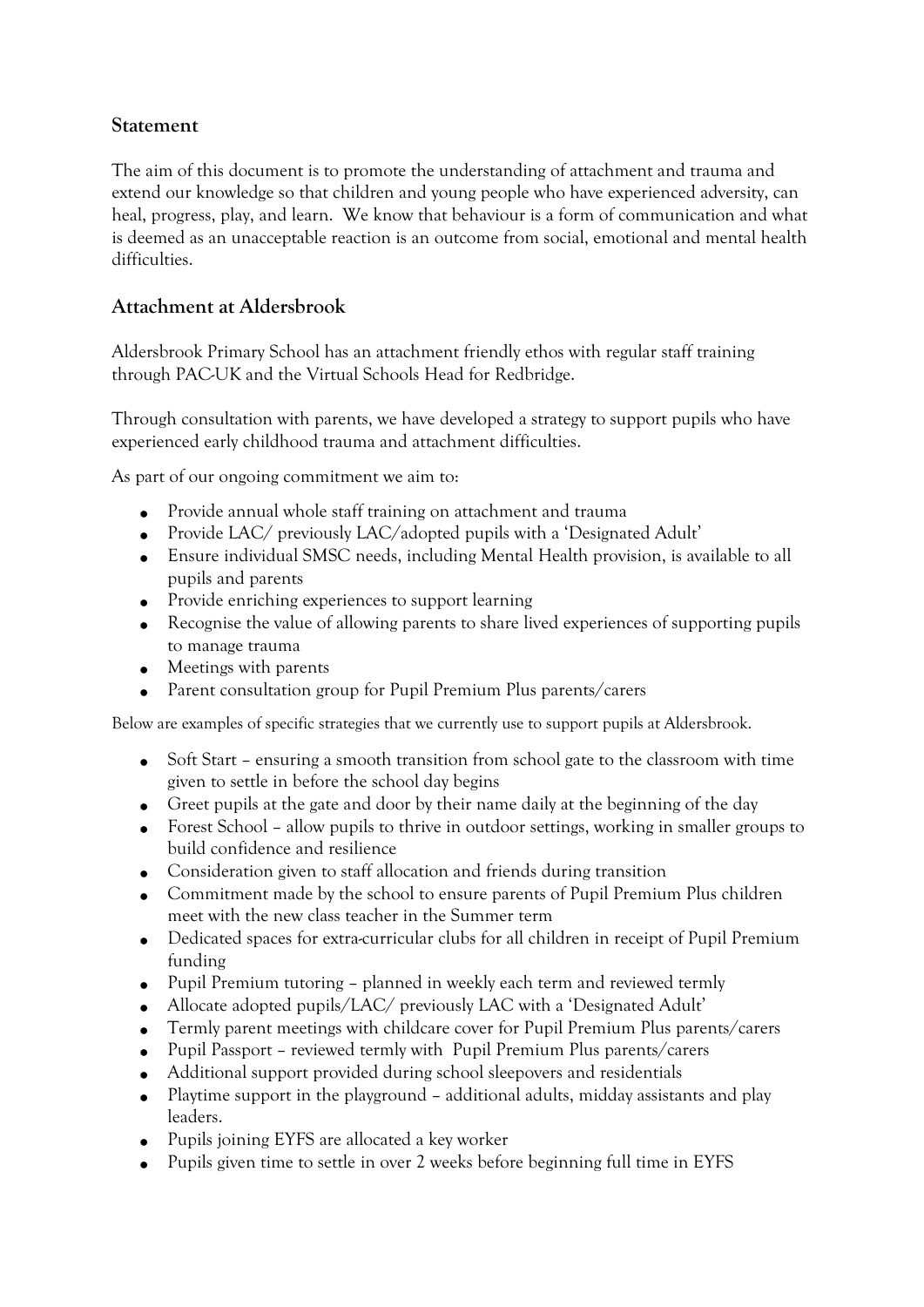## Statement

The aim of this document is to promote the understanding of attachment and trauma and extend our knowledge so that children and young people who have experienced adversity, can heal, progress, play, and learn. We know that behaviour is a form of communication and what is deemed as an unacceptable reaction is an outcome from social, emotional and mental health difficulties.

## Attachment at Aldersbrook

Aldersbrook Primary School has an attachment friendly ethos with regular staff training through PAC-UK and the Virtual Schools Head for Redbridge.

Through consultation with parents, we have developed a strategy to support pupils who have experienced early childhood trauma and attachment difficulties.

As part of our ongoing commitment we aim to:

- Provide annual whole staff training on attachment and trauma
- Provide LAC/ previously LAC/adopted pupils with a 'Designated Adult'
- Ensure individual SMSC needs, including Mental Health provision, is available to all pupils and parents
- Provide enriching experiences to support learning
- Recognise the value of allowing parents to share lived experiences of supporting pupils to manage trauma
- Meetings with parents
- Parent consultation group for Pupil Premium Plus parents/carers

Below are examples of specific strategies that we currently use to support pupils at Aldersbrook.

- Soft Start – ensuring a smooth transition from school gate to the classroom with time given to settle in before the school day begins
- Greet pupils at the gate and door by their name daily at the beginning of the day
- Forest School – allow pupils to thrive in outdoor settings, working in smaller groups to build confidence and resilience
- Consideration given to staff allocation and friends during transition
- Commitment made by the school to ensure parents of Pupil Premium Plus children meet with the new class teacher in the Summer term
- Dedicated spaces for extra-curricular clubs for all children in receipt of Pupil Premium funding
- Pupil Premium tutoring – planned in weekly each term and reviewed termly
- Allocate adopted pupils/LAC/ previously LAC with a 'Designated Adult'
- Termly parent meetings with childcare cover for Pupil Premium Plus parents/carers
- Pupil Passport – reviewed termly with Pupil Premium Plus parents/carers
- Additional support provided during school sleepovers and residentials
- Playtime support in the playground – additional adults, midday assistants and play leaders.
- Pupils joining EYFS are allocated a key worker
- Pupils given time to settle in over 2 weeks before beginning full time in EYFS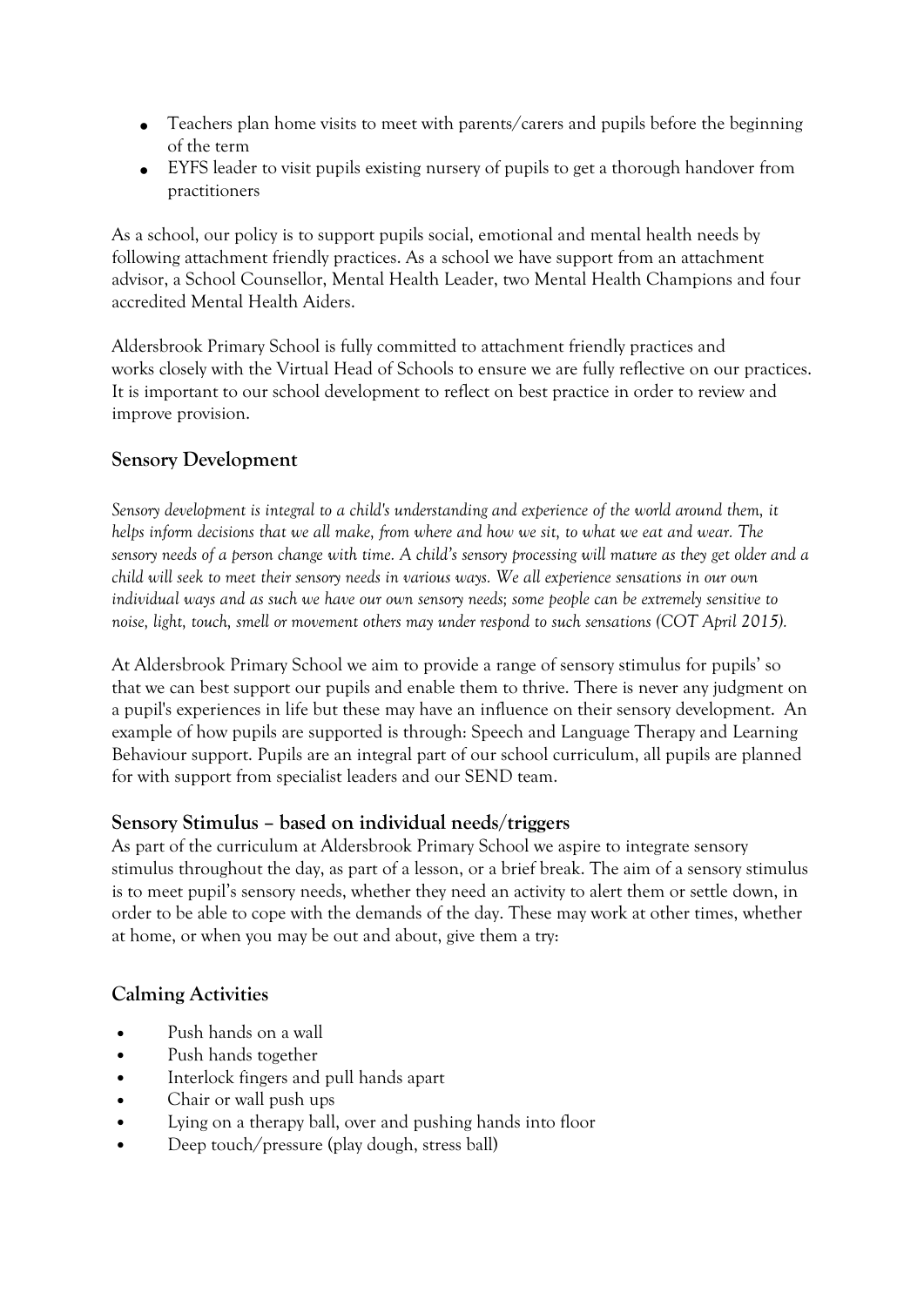- Teachers plan home visits to meet with parents/carers and pupils before the beginning of the term
- EYFS leader to visit pupils existing nursery of pupils to get a thorough handover from practitioners

As a school, our policy is to support pupils social, emotional and mental health needs by following attachment friendly practices. As a school we have support from an attachment advisor, a School Counsellor, Mental Health Leader, two Mental Health Champions and four accredited Mental Health Aiders.

Aldersbrook Primary School is fully committed to attachment friendly practices and works closely with the Virtual Head of Schools to ensure we are fully reflective on our practices. It is important to our school development to reflect on best practice in order to review and improve provision.

## Sensory Development

*Sensory development is integral to a child's understanding and experience of the world around them, it helps inform decisions that we all make, from where and how we sit, to what we eat and wear. The sensory needs of a person change with time. A child's sensory processing will mature as they get older and a child will seek to meet their sensory needs in various ways. We all experience sensations in our own individual ways and as such we have our own sensory needs; some people can be extremely sensitive to noise, light, touch, smell or movement others may under respond to such sensations (COT April 2015).*

At Aldersbrook Primary School we aim to provide a range of sensory stimulus for pupils' so that we can best support our pupils and enable them to thrive. There is never any judgment on a pupil's experiences in life but these may have an influence on their sensory development. An example of how pupils are supported is through: Speech and Language Therapy and Learning Behaviour support. Pupils are an integral part of our school curriculum, all pupils are planned for with support from specialist leaders and our SEND team.

## Sensory Stimulus – based on individual needs/triggers

As part of the curriculum at Aldersbrook Primary School we aspire to integrate sensory stimulus throughout the day, as part of a lesson, or a brief break. The aim of a sensory stimulus is to meet pupil's sensory needs, whether they need an activity to alert them or settle down, in order to be able to cope with the demands of the day. These may work at other times, whether at home, or when you may be out and about, give them a try:

## Calming Activities

- Push hands on a wall
- Push hands together
- Interlock fingers and pull hands apart
- Chair or wall push ups
- Lying on a therapy ball, over and pushing hands into floor
- Deep touch/pressure (play dough, stress ball)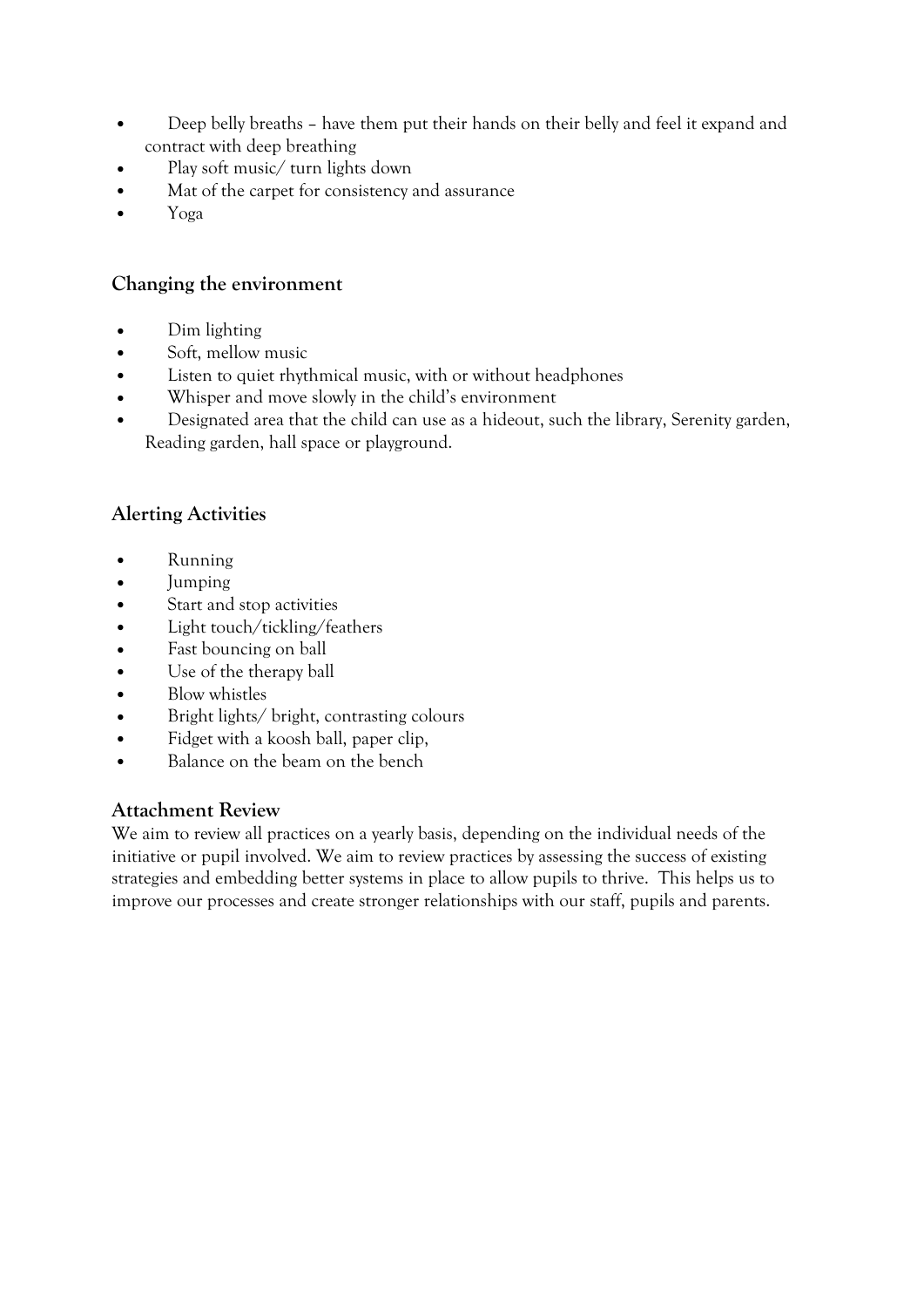- Deep belly breaths – have them put their hands on their belly and feel it expand and contract with deep breathing
- Play soft music/ turn lights down
- Mat of the carpet for consistency and assurance
- Yoga

### Changing the environment

- Dim lighting
- Soft, mellow music
- Listen to quiet rhythmical music, with or without headphones
- Whisper and move slowly in the child's environment
- Designated area that the child can use as a hideout, such the library, Serenity garden, Reading garden, hall space or playground.

### Alerting Activities

- Running
- Jumping
- Start and stop activities
- Light touch/tickling/feathers
- Fast bouncing on ball
- Use of the therapy ball
- Blow whistles
- Bright lights/ bright, contrasting colours
- Fidget with a koosh ball, paper clip,
- Balance on the beam on the bench

### Attachment Review

We aim to review all practices on a yearly basis, depending on the individual needs of the initiative or pupil involved. We aim to review practices by assessing the success of existing strategies and embedding better systems in place to allow pupils to thrive. This helps us to improve our processes and create stronger relationships with our staff, pupils and parents.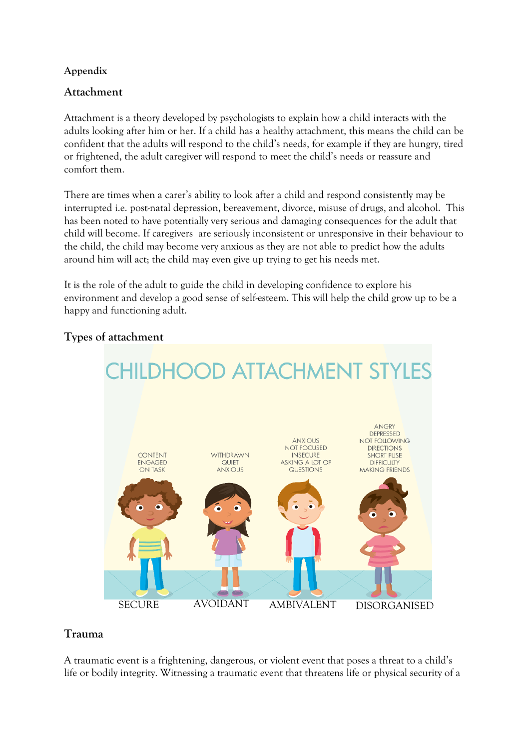**Appendix**

## Attachment

Attachment is a theory developed by psychologists to explain how a child interacts with the adults looking after him or her. If a child has a healthy attachment, this means the child can be confident that the adults will respond to the child's needs, for example if they are hungry, tired or frightened, the adult caregiver will respond to meet the child's needs or reassure and comfort them.

There are times when a carer's ability to look after a child and respond consistently may be interrupted i.e. post-natal depression, bereavement, divorce, misuse of drugs, and alcohol. This has been noted to have potentially very serious and damaging consequences for the adult that child will become. If caregivers are seriously inconsistent or unresponsive in their behaviour to the child, the child may become very anxious as they are not able to predict how the adults around him will act; the child may even give up trying to get his needs met.

It is the role of the adult to guide the child in developing confidence to explore his environment and develop a good sense of self-esteem. This will help the child grow up to be a happy and functioning adult.

## Types of attachment

CHILDHOOD ATTACHMENT STYLES

| SECURE | AVOIDANT | AMBIVALENT | DISORGANISED |
| --- | --- | --- | --- |
| CONTENT<br>ENGAGED<br>ON TASK | WITHDRAWN<br>QUIET<br>ANXIOUS | ANXIOUS<br>NOT FOCUSED<br>INSECURE<br>ASKING A LOT OF QUESTIONS | ANGRY<br>DEPRESSED<br>NOT FOLLOWING DIRECTIONS<br>SHORT FUSE<br>DIFFICULTY MAKING FRIENDS |

## Trauma

A traumatic event is a frightening, dangerous, or violent event that poses a threat to a child's life or bodily integrity. Witnessing a traumatic event that threatens life or physical security of a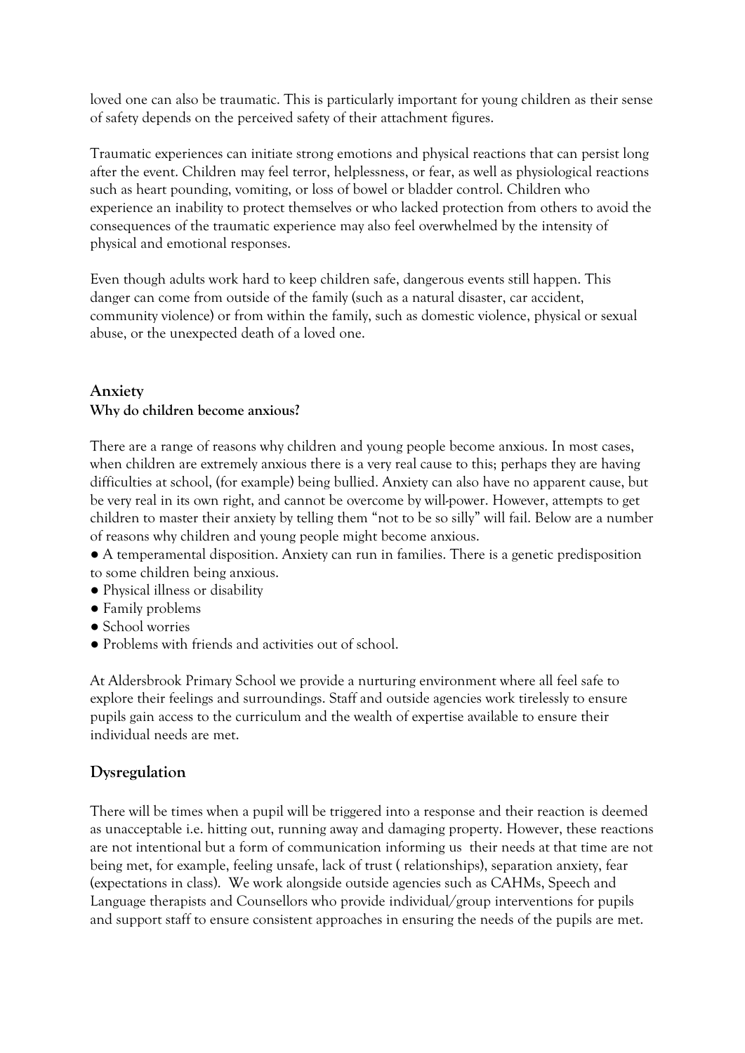loved one can also be traumatic. This is particularly important for young children as their sense of safety depends on the perceived safety of their attachment figures.

Traumatic experiences can initiate strong emotions and physical reactions that can persist long after the event. Children may feel terror, helplessness, or fear, as well as physiological reactions such as heart pounding, vomiting, or loss of bowel or bladder control. Children who experience an inability to protect themselves or who lacked protection from others to avoid the consequences of the traumatic experience may also feel overwhelmed by the intensity of physical and emotional responses.

Even though adults work hard to keep children safe, dangerous events still happen. This danger can come from outside of the family (such as a natural disaster, car accident, community violence) or from within the family, such as domestic violence, physical or sexual abuse, or the unexpected death of a loved one.

## Anxiety

### Why do children become anxious?

There are a range of reasons why children and young people become anxious. In most cases, when children are extremely anxious there is a very real cause to this; perhaps they are having difficulties at school, (for example) being bullied. Anxiety can also have no apparent cause, but be very real in its own right, and cannot be overcome by will-power. However, attempts to get children to master their anxiety by telling them "not to be so silly" will fail. Below are a number of reasons why children and young people might become anxious.

- A temperamental disposition. Anxiety can run in families. There is a genetic predisposition to some children being anxious.
- Physical illness or disability
- Family problems
- School worries
- Problems with friends and activities out of school.

At Aldersbrook Primary School we provide a nurturing environment where all feel safe to explore their feelings and surroundings. Staff and outside agencies work tirelessly to ensure pupils gain access to the curriculum and the wealth of expertise available to ensure their individual needs are met.

## Dysregulation

There will be times when a pupil will be triggered into a response and their reaction is deemed as unacceptable i.e. hitting out, running away and damaging property. However, these reactions are not intentional but a form of communication informing us their needs at that time are not being met, for example, feeling unsafe, lack of trust ( relationships), separation anxiety, fear (expectations in class). We work alongside outside agencies such as CAHMs, Speech and Language therapists and Counsellors who provide individual/group interventions for pupils and support staff to ensure consistent approaches in ensuring the needs of the pupils are met.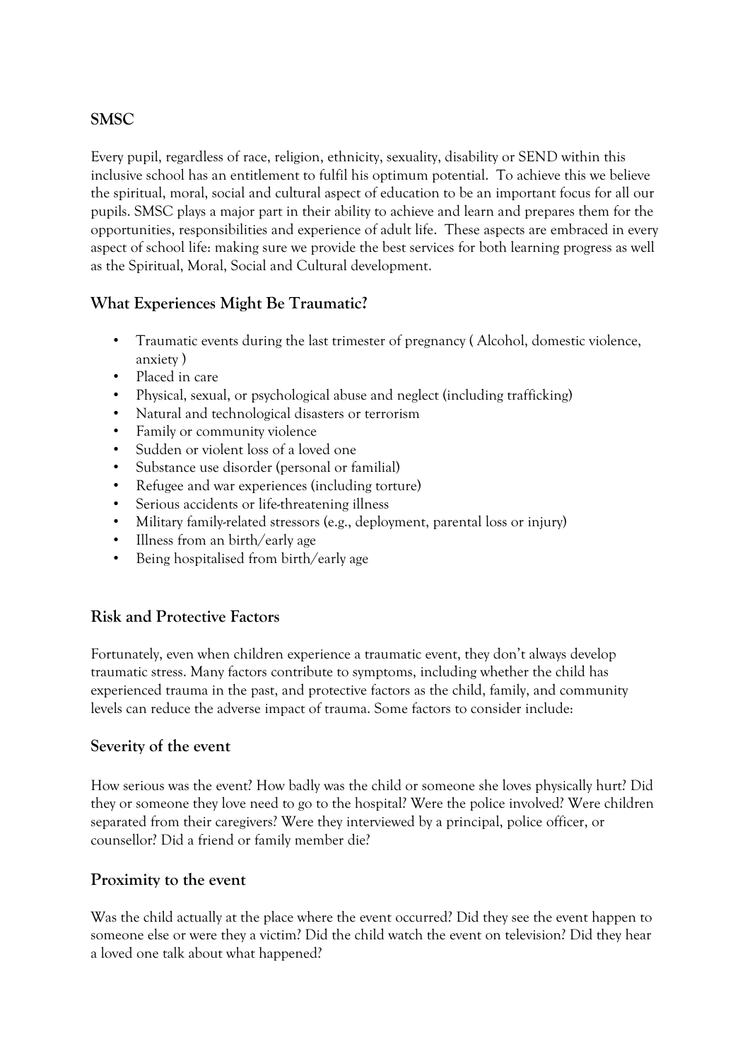## SMSC

Every pupil, regardless of race, religion, ethnicity, sexuality, disability or SEND within this inclusive school has an entitlement to fulfil his optimum potential. To achieve this we believe the spiritual, moral, social and cultural aspect of education to be an important focus for all our pupils. SMSC plays a major part in their ability to achieve and learn and prepares them for the opportunities, responsibilities and experience of adult life. These aspects are embraced in every aspect of school life: making sure we provide the best services for both learning progress as well as the Spiritual, Moral, Social and Cultural development.

## What Experiences Might Be Traumatic?

- Traumatic events during the last trimester of pregnancy ( Alcohol, domestic violence, anxiety )
- Placed in care
- Physical, sexual, or psychological abuse and neglect (including trafficking)
- Natural and technological disasters or terrorism
- Family or community violence
- Sudden or violent loss of a loved one
- Substance use disorder (personal or familial)
- Refugee and war experiences (including torture)
- Serious accidents or life-threatening illness
- Military family-related stressors (e.g., deployment, parental loss or injury)
- Illness from an birth/early age
- Being hospitalised from birth/early age

## Risk and Protective Factors

Fortunately, even when children experience a traumatic event, they don't always develop traumatic stress. Many factors contribute to symptoms, including whether the child has experienced trauma in the past, and protective factors as the child, family, and community levels can reduce the adverse impact of trauma. Some factors to consider include:

## Severity of the event

How serious was the event? How badly was the child or someone she loves physically hurt? Did they or someone they love need to go to the hospital? Were the police involved? Were children separated from their caregivers? Were they interviewed by a principal, police officer, or counsellor? Did a friend or family member die?

## Proximity to the event

Was the child actually at the place where the event occurred? Did they see the event happen to someone else or were they a victim? Did the child watch the event on television? Did they hear a loved one talk about what happened?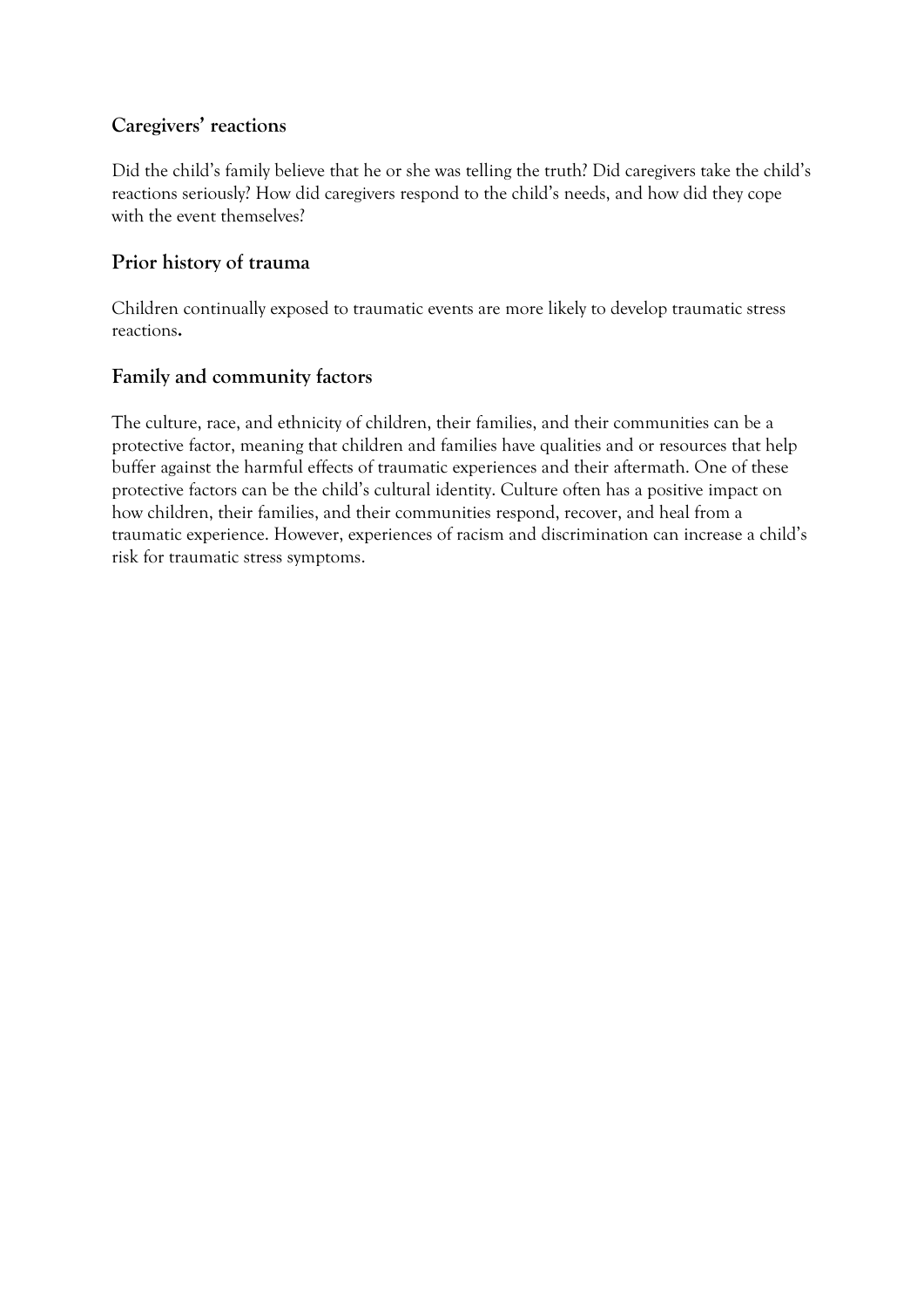### Caregivers' reactions

Did the child's family believe that he or she was telling the truth? Did caregivers take the child's reactions seriously? How did caregivers respond to the child's needs, and how did they cope with the event themselves?

### Prior history of trauma

Children continually exposed to traumatic events are more likely to develop traumatic stress reactions**.**

### Family and community factors

The culture, race, and ethnicity of children, their families, and their communities can be a protective factor, meaning that children and families have qualities and or resources that help buffer against the harmful effects of traumatic experiences and their aftermath. One of these protective factors can be the child's cultural identity. Culture often has a positive impact on how children, their families, and their communities respond, recover, and heal from a traumatic experience. However, experiences of racism and discrimination can increase a child's risk for traumatic stress symptoms.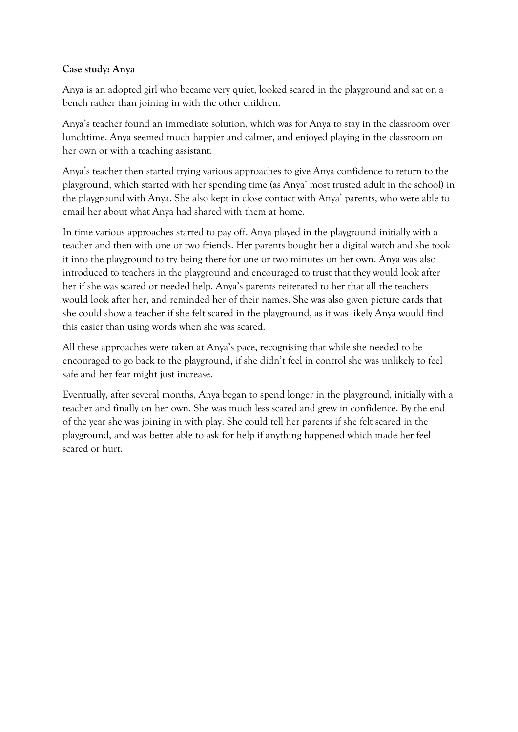**Case study: Anya**

Anya is an adopted girl who became very quiet, looked scared in the playground and sat on a bench rather than joining in with the other children.

Anya's teacher found an immediate solution, which was for Anya to stay in the classroom over lunchtime. Anya seemed much happier and calmer, and enjoyed playing in the classroom on her own or with a teaching assistant.

Anya's teacher then started trying various approaches to give Anya confidence to return to the playground, which started with her spending time (as Anya' most trusted adult in the school) in the playground with Anya. She also kept in close contact with Anya' parents, who were able to email her about what Anya had shared with them at home.

In time various approaches started to pay off. Anya played in the playground initially with a teacher and then with one or two friends. Her parents bought her a digital watch and she took it into the playground to try being there for one or two minutes on her own. Anya was also introduced to teachers in the playground and encouraged to trust that they would look after her if she was scared or needed help. Anya's parents reiterated to her that all the teachers would look after her, and reminded her of their names. She was also given picture cards that she could show a teacher if she felt scared in the playground, as it was likely Anya would find this easier than using words when she was scared.

All these approaches were taken at Anya's pace, recognising that while she needed to be encouraged to go back to the playground, if she didn't feel in control she was unlikely to feel safe and her fear might just increase.

Eventually, after several months, Anya began to spend longer in the playground, initially with a teacher and finally on her own. She was much less scared and grew in confidence. By the end of the year she was joining in with play. She could tell her parents if she felt scared in the playground, and was better able to ask for help if anything happened which made her feel scared or hurt.